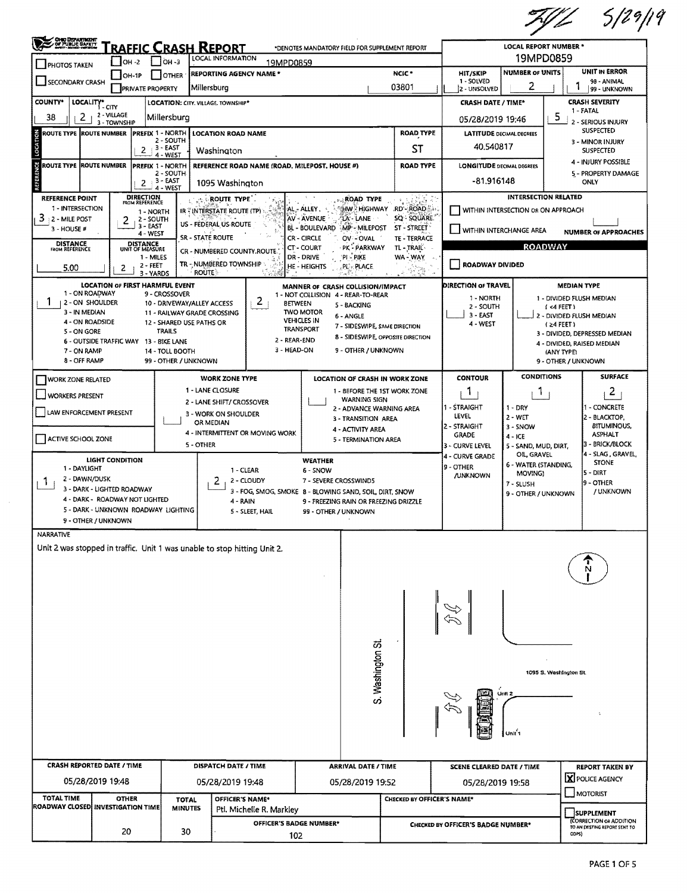TJL 5/29/19

# Traffic Crash Report

*DENOTES MANDATORY FIELD FOR SUPPLEMENT REPORT

**LOCAL REPORT NUMBER ***: 19MPD0859

| | | |
|---|---|---|
| ☐ PHOTOS TAKEN | ☐ OH -2 ☐ OH -3 ☐ OH-1P ☐ OTHER | LOCAL INFORMATION: 19MPD0859 |
| ☐ SECONDARY CRASH | ☐ PRIVATE PROPERTY | REPORTING AGENCY NAME *: Millersburg |

**NCIC ***: 03801

**HIT/SKIP**: 1 - SOLVED, 2 - UNSOLVED

**NUMBER OF UNITS**: 2

**UNIT IN ERROR**: 1 (98 - ANIMAL, 99 - UNKNOWN)

**COUNTY***: 38 **LOCALITY***: 2 (1 - CITY, 2 - VILLAGE, 3 - TOWNSHIP)

**LOCATION: CITY, VILLAGE, TOWNSHIP***: Millersburg

**CRASH DATE / TIME***: 05/28/2019 19:46

**CRASH SEVERITY**: 5 (1 - FATAL, 2 - SERIOUS INJURY SUSPECTED, 3 - MINOR INJURY SUSPECTED, 4 - INJURY POSSIBLE, 5 - PROPERTY DAMAGE ONLY)

## Location

| ROUTE TYPE | ROUTE NUMBER | PREFIX (1 - NORTH, 2 - SOUTH, 3 - EAST, 4 - WEST) | LOCATION ROAD NAME | ROAD TYPE |
|---|---|---|---|---|
| | | 2 | Washington | ST |

**LATITUDE DECIMAL DEGREES**: 40.540817

## Reference

| ROUTE TYPE | ROUTE NUMBER | PREFIX (1 - NORTH, 2 - SOUTH, 3 - EAST, 4 - WEST) | REFERENCE ROAD NAME (ROAD, MILEPOST, HOUSE #) | ROAD TYPE |
|---|---|---|---|---|
| | | 2 | 1095 Washington | |

**LONGITUDE DECIMAL DEGREES**: -81.916148

**REFERENCE POINT**: 3 (1 - INTERSECTION, 2 - MILE POST, 3 - HOUSE #)

**DIRECTION FROM REFERENCE**: 2 (1 - NORTH, 2 - SOUTH, 3 - EAST, 4 - WEST)

**DISTANCE FROM REFERENCE**: 5.00

**DISTANCE UNIT OF MEASURE**: 2 (1 - MILES, 2 - FEET, 3 - YARDS)

**ROUTE TYPE**: IR - INTERSTATE ROUTE (TP), US - FEDERAL US ROUTE, SR - STATE ROUTE, CR - NUMBERED COUNTY ROUTE, TR - NUMBERED TOWNSHIP ROUTE

**ROAD TYPE**: AL - ALLEY, AV - AVENUE, BL - BOULEVARD, CR - CIRCLE, CT - COURT, DR - DRIVE, HE - HEIGHTS, HW - HIGHWAY, LA - LANE, MP - MILEPOST, OV - OVAL, PK - PARKWAY, PI - PIKE, PL - PLACE, RD - ROAD, SQ - SQUARE, ST - STREET, TE - TERRACE, TL - TRAIL, WA - WAY

**INTERSECTION RELATED**: ☐ WITHIN INTERSECTION OR ON APPROACH ☐ WITHIN INTERCHANGE AREA — NUMBER OF APPROACHES:

**ROADWAY**: ☐ ROADWAY DIVIDED

**LOCATION OF FIRST HARMFUL EVENT**: 1 (1 - ON ROADWAY, 2 - ON SHOULDER, 3 - IN MEDIAN, 4 - ON ROADSIDE, 5 - ON GORE, 6 - OUTSIDE TRAFFIC WAY, 7 - ON RAMP, 8 - OFF RAMP, 9 - CROSSOVER, 10 - DRIVEWAY/ALLEY ACCESS, 11 - RAILWAY GRADE CROSSING, 12 - SHARED USE PATHS OR TRAILS, 13 - BIKE LANE, 14 - TOLL BOOTH, 99 - OTHER / UNKNOWN)

**MANNER OF CRASH COLLISION/IMPACT**: 2 (1 - NOT COLLISION BETWEEN TWO MOTOR VEHICLES IN TRANSPORT, 2 - REAR-END, 3 - HEAD-ON, 4 - REAR-TO-REAR, 5 - BACKING, 6 - ANGLE, 7 - SIDESWIPE, SAME DIRECTION, 8 - SIDESWIPE, OPPOSITE DIRECTION, 9 - OTHER / UNKNOWN)

**DIRECTION OF TRAVEL**: (1 - NORTH, 2 - SOUTH, 3 - EAST, 4 - WEST)

**MEDIAN TYPE**: (1 - DIVIDED FLUSH MEDIAN (<4 FEET), 2 - DIVIDED FLUSH MEDIAN (≥4 FEET), 3 - DIVIDED, DEPRESSED MEDIAN, 4 - DIVIDED, RAISED MEDIAN (ANY TYPE), 9 - OTHER / UNKNOWN)

☐ WORK ZONE RELATED ☐ WORKERS PRESENT ☐ LAW ENFORCEMENT PRESENT ☐ ACTIVE SCHOOL ZONE

**WORK ZONE TYPE**: (1 - LANE CLOSURE, 2 - LANE SHIFT/ CROSSOVER, 3 - WORK ON SHOULDER OR MEDIAN, 4 - INTERMITTENT OR MOVING WORK, 5 - OTHER)

**LOCATION OF CRASH IN WORK ZONE**: (1 - BEFORE THE 1ST WORK ZONE WARNING SIGN, 2 - ADVANCE WARNING AREA, 3 - TRANSITION AREA, 4 - ACTIVITY AREA, 5 - TERMINATION AREA)

**CONTOUR**: 1 (1 - STRAIGHT LEVEL, 2 - STRAIGHT GRADE, 3 - CURVE LEVEL, 4 - CURVE GRADE, 9 - OTHER /UNKNOWN)

**CONDITIONS**: 1 (1 - DRY, 2 - WET, 3 - SNOW, 4 - ICE, 5 - SAND, MUD, DIRT, OIL, GRAVEL, 6 - WATER (STANDING, MOVING), 7 - SLUSH, 9 - OTHER / UNKNOWN)

**SURFACE**: 2 (1 - CONCRETE, 2 - BLACKTOP, BITUMINOUS, ASPHALT, 3 - BRICK/BLOCK, 4 - SLAG, GRAVEL, STONE, 5 - DIRT, 9 - OTHER / UNKNOWN)

**LIGHT CONDITION**: 1 (1 - DAYLIGHT, 2 - DAWN/DUSK, 3 - DARK - LIGHTED ROADWAY, 4 - DARK - ROADWAY NOT LIGHTED, 5 - DARK - UNKNOWN ROADWAY LIGHTING, 9 - OTHER / UNKNOWN)

**WEATHER**: 2 (1 - CLEAR, 2 - CLOUDY, 3 - FOG, SMOG, SMOKE, 4 - RAIN, 5 - SLEET, HAIL, 6 - SNOW, 7 - SEVERE CROSSWINDS, 8 - BLOWING SAND, SOIL, DIRT, SNOW, 9 - FREEZING RAIN OR FREEZING DRIZZLE, 99 - OTHER / UNKNOWN)

## Narrative

Unit 2 was stopped in traffic. Unit 1 was unable to stop hitting Unit 2.

S. Washington St.

1095 S. Washington St.

Unit 2

Unit 1

N

| CRASH REPORTED DATE / TIME | DISPATCH DATE / TIME | ARRIVAL DATE / TIME | SCENE CLEARED DATE / TIME | REPORT TAKEN BY |
|---|---|---|---|---|
| 05/28/2019 19:48 | 05/28/2019 19:48 | 05/28/2019 19:52 | 05/28/2019 19:58 | ☒ POLICE AGENCY ☐ MOTORIST |

| TOTAL TIME ROADWAY CLOSED | OTHER INVESTIGATION TIME | TOTAL MINUTES | OFFICER'S NAME* | CHECKED BY OFFICER'S NAME* |
|---|---|---|---|---|
| | 20 | 30 | Ptl. Michelle R. Markley | |

**OFFICER'S BADGE NUMBER***: 102

**CHECKED BY OFFICER'S BADGE NUMBER***:

☐ SUPPLEMENT (CORRECTION OR ADDITION TO AN EXISTING REPORT SENT TO ODPS)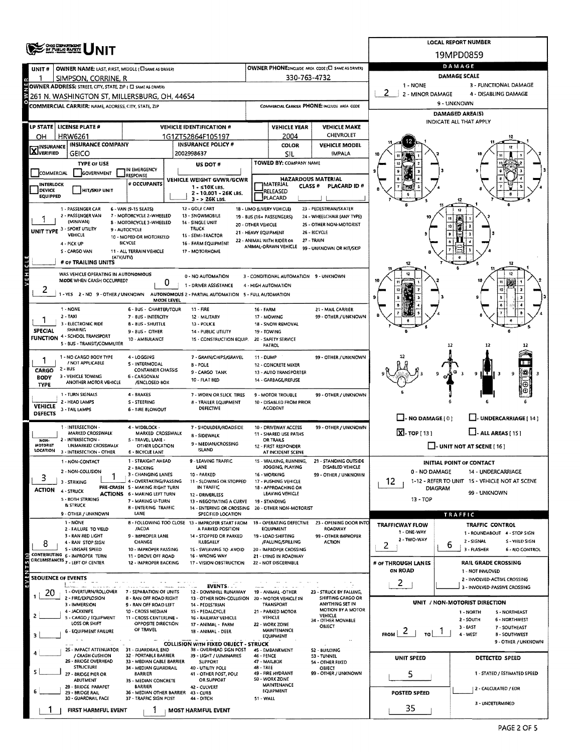# UNIT

**LOCAL REPORT NUMBER:** 19MPD0859

## Owner

| Field | Value |
|---|---|
| UNIT # | 1 |
| OWNER NAME: LAST, FIRST, MIDDLE | SIMPSON, CORRINE, R |
| OWNER PHONE | 330-763-4732 |
| OWNER ADDRESS: STREET, CITY, STATE, ZIP | 261 N. WASHINGTON ST, MILLERSBURG, OH, 44654 |
| COMMERCIAL CARRIER: NAME, ADDRESS, CITY, STATE, ZIP | |
| COMMERCIAL CARRIER PHONE | |

## Vehicle

| LP STATE | LICENSE PLATE # | VEHICLE IDENTIFICATION # | VEHICLE YEAR | VEHICLE MAKE |
|---|---|---|---|---|
| OH | HRW6261 | 1G1ZT52864F105197 | 2004 | CHEVROLET |

| INSURANCE | INSURANCE COMPANY | INSURANCE POLICY # | COLOR | VEHICLE MODEL |
|---|---|---|---|---|
| [X] VERIFIED | GEICO | 2002998637 | SIL | IMPALA |

- TYPE OF USE: [ ] COMMERCIAL [ ] GOVERNMENT [ ] IN EMERGENCY RESPONSE
- US DOT #:
- TOWED BY: COMPANY NAME:
- INTERLOCK DEVICE EQUIPPED: [ ] HIT/SKIP UNIT: [ ]
- # OCCUPANTS:
- VEHICLE WEIGHT GVWR/GCWR: 1 - ≤10K LBS. 2 - 10.001 - 26K LBS. 3 - > 26K LBS.
- HAZARDOUS MATERIAL: [ ] MATERIAL RELEASED [ ] PLACARD; CLASS #; PLACARD ID #

**UNIT TYPE:** 1
1 - PASSENGER CAR; 2 - PASSENGER VAN (MINIVAN); 3 - SPORT UTILITY VEHICLE; 4 - PICK UP; 5 - CARGO VAN; 6 - VAN (9-15 SEATS); 7 - MOTORCYCLE 2-WHEELED; 8 - MOTORCYCLE 3-WHEELED; 9 - AUTOCYCLE; 10 - MOPED OR MOTORIZED BICYCLE; 11 - ALL TERRAIN VEHICLE (ATV/UTV); 12 - GOLF CART; 13 - SNOWMOBILE; 14 - SINGLE UNIT TRUCK; 15 - SEMI-TRACTOR; 16 - FARM EQUIPMENT; 17 - MOTORHOME; 18 - LIMO (LIVERY VEHICLE); 19 - BUS (16+ PASSENGERS); 20 - OTHER VEHICLE; 21 - HEAVY EQUIPMENT; 22 - ANIMAL WITH RIDER OR ANIMAL-DRAWN VEHICLE; 23 - PEDESTRIAN/SKATER; 24 - WHEELCHAIR (ANY TYPE); 25 - OTHER NON-MOTORIST; 26 - BICYCLE; 27 - TRAIN; 99 - UNKNOWN OR HIT/SKIP

**# OF TRAILING UNITS:**

**WAS VEHICLE OPERATING IN AUTONOMOUS MODE WHEN CRASH OCCURRED?** 2 (1 - YES 2 - NO 9 - OTHER / UNKNOWN)

**AUTONOMOUS MODE LEVEL:** 0
0 - NO AUTOMATION; 1 - DRIVER ASSISTANCE; 2 - PARTIAL AUTOMATION; 3 - CONDITIONAL AUTOMATION; 4 - HIGH AUTOMATION; 5 - FULL AUTOMATION; 9 - UNKNOWN

**SPECIAL FUNCTION:** 1
1 - NONE; 2 - TAXI; 3 - ELECTRONIC RIDE SHARING; 4 - SCHOOL TRANSPORT; 5 - BUS - TRANSIT/COMMUTER; 6 - BUS - CHARTER/TOUR; 7 - BUS - INTERCITY; 8 - BUS - SHUTTLE; 9 - BUS - OTHER; 10 - AMBULANCE; 11 - FIRE; 12 - MILITARY; 13 - POLICE; 14 - PUBLIC UTILITY; 15 - CONSTRUCTION EQUIP.; 16 - FARM; 17 - MOWING; 18 - SNOW REMOVAL; 19 - TOWING; 20 - SAFETY SERVICE PATROL; 21 - MAIL CARRIER; 99 - OTHER / UNKNOWN

**CARGO BODY TYPE:** 1
1 - NO CARGO BODY TYPE / NOT APPLICABLE; 2 - BUS; 3 - VEHICLE TOWING ANOTHER MOTOR VEHICLE; 4 - LOGGING; 5 - INTERMODAL CONTAINER CHASSIS; 6 - CARGOVAN /ENCLOSED BOX; 7 - GRAIN/CHIPS/GRAVEL; 8 - POLE; 9 - CARGO TANK; 10 - FLAT BED; 11 - DUMP; 12 - CONCRETE MIXER; 13 - AUTO TRANSPORTER; 14 - GARBAGE/REFUSE; 99 - OTHER / UNKNOWN

**VEHICLE DEFECTS:**
1 - TURN SIGNALS; 2 - HEAD LAMPS; 3 - TAIL LAMPS; 4 - BRAKES; 5 - STEERING; 6 - TIRE BLOWOUT; 7 - WORN OR SLICK TIRES; 8 - TRAILER EQUIPMENT DEFECTIVE; 9 - MOTOR TROUBLE; 10 - DISABLED FROM PRIOR ACCIDENT; 99 - OTHER / UNKNOWN

**NON-MOTORIST LOCATION:**
1 - INTERSECTION - MARKED CROSSWALK; 2 - INTERSECTION - UNMARKED CROSSWALK; 3 - INTERSECTION - OTHER; 4 - MIDBLOCK - MARKED CROSSWALK; 5 - TRAVEL LANE - OTHER LOCATION; 6 - BICYCLE LANE; 7 - SHOULDER/ROADSIDE; 8 - SIDEWALK; 9 - MEDIAN/CROSSING ISLAND; 10 - DRIVEWAY ACCESS; 11 - SHARED USE PATHS OR TRAILS; 12 - FIRST RESPONDER AT INCIDENT SCENE; 99 - OTHER / UNKNOWN

**ACTION:** 3 **PRE-CRASH ACTIONS:** 1
Action: 1 - NON-CONTACT; 2 - NON-COLLISION; 3 - STRIKING; 4 - STRUCK; 5 - BOTH STRIKING & STRUCK; 9 - OTHER / UNKNOWN
Pre-crash actions: 1 - STRAIGHT AHEAD; 2 - BACKING; 3 - CHANGING LANES; 4 - OVERTAKING/PASSING; 5 - MAKING RIGHT TURN; 6 - MAKING LEFT TURN; 7 - MAKING U-TURN; 8 - ENTERING TRAFFIC LANE; 9 - LEAVING TRAFFIC LANE; 10 - PARKED; 11 - SLOWING OR STOPPED IN TRAFFIC; 12 - DRIVERLESS; 13 - NEGOTIATING A CURVE; 14 - ENTERING OR CROSSING SPECIFIED LOCATION; 15 - WALKING, RUNNING, JOGGING, PLAYING; 16 - WORKING; 17 - PUSHING VEHICLE; 18 - APPROACHING OR LEAVING VEHICLE; 19 - STANDING; 20 - OTHER NON-MOTORIST; 21 - STANDING OUTSIDE DISABLED VEHICLE; 99 - OTHER / UNKNOWN

**CONTRIBUTING CIRCUMSTANCES:** 8
1 - NONE; 2 - FAILURE TO YIELD; 3 - RAN RED LIGHT; 4 - RAN STOP SIGN; 5 - UNSAFE SPEED; 6 - IMPROPER TURN; 7 - LEFT OF CENTER; 8 - FOLLOWING TOO CLOSE /ACDA; 9 - IMPROPER LANE CHANGE; 10 - IMPROPER PASSING; 11 - DROVE OFF ROAD; 12 - IMPROPER BACKING; 13 - IMPROPER START FROM A PARKED POSITION; 14 - STOPPED OR PARKED ILLEGALLY; 15 - SWERVING TO AVOID; 16 - WRONG WAY; 17 - VISION OBSTRUCTION; 18 - OPERATING DEFECTIVE EQUIPMENT; 19 - LOAD SHIFTING /FALLING/SPILLING; 20 - IMPROPER CROSSING; 21 - LYING IN ROADWAY; 22 - NOT DISCERNIBLE; 23 - OPENING DOOR INTO ROADWAY; 99 - OTHER IMPROPER ACTION

## Sequence of Events

| # | Event |
|---|---|
| 1 | 20 |
| 2 | |
| 3 | |
| 4 | |
| 5 | |
| 6 | |

Events: 1 - OVERTURN/ROLLOVER; 2 - FIRE/EXPLOSION; 3 - IMMERSION; 4 - JACKKNIFE; 5 - CARGO / EQUIPMENT LOSS OR SHIFT; 6 - EQUIPMENT FAILURE; 7 - SEPARATION OF UNITS; 8 - RAN OFF ROAD RIGHT; 9 - RAN OFF ROAD LEFT; 10 - CROSS MEDIAN; 11 - CROSS CENTERLINE - OPPOSITE DIRECTION OF TRAVEL; 12 - DOWNHILL RUNAWAY; 13 - OTHER NON-COLLISION; 14 - PEDESTRIAN; 15 - PEDALCYCLE; 16 - RAILWAY VEHICLE; 17 - ANIMAL - FARM; 18 - ANIMAL - DEER; 19 - ANIMAL -OTHER; 20 - MOTOR VEHICLE IN TRANSPORT; 21 - PARKED MOTOR VEHICLE; 22 - WORK ZONE MAINTENANCE EQUIPMENT; 23 - STRUCK BY FALLING, SHIFTING CARGO OR ANYTHING SET IN MOTION BY A MOTOR VEHICLE; 24 - OTHER MOVABLE OBJECT

Collision with fixed object - struck: 25 - IMPACT ATTENUATOR / CRASH CUSHION; 26 - BRIDGE OVERHEAD STRUCTURE; 27 - BRIDGE PIER OR ABUTMENT; 28 - BRIDGE PARAPET; 29 - BRIDGE RAIL; 30 - GUARDRAIL FACE; 31 - GUARDRAIL END; 32 - PORTABLE BARRIER; 33 - MEDIAN CABLE BARRIER; 34 - MEDIAN GUARDRAIL BARRIER; 35 - MEDIAN CONCRETE BARRIER; 36 - MEDIAN OTHER BARRIER; 37 - TRAFFIC SIGN POST; 38 - OVERHEAD SIGN POST; 39 - LIGHT / LUMINARIES SUPPORT; 40 - UTILITY POLE; 41 - OTHER POST, POLE OR SUPPORT; 42 - CULVERT; 43 - CURB; 44 - DITCH; 45 - EMBANKMENT; 46 - FENCE; 47 - MAILBOX; 48 - TREE; 49 - FIRE HYDRANT; 50 - WORK ZONE MAINTENANCE EQUIPMENT; 51 - WALL; 52 - BUILDING; 53 - TUNNEL; 54 - OTHER FIXED OBJECT; 99 - OTHER / UNKNOWN

**FIRST HARMFUL EVENT:** 1 **MOST HARMFUL EVENT:** 1

## Damage

**DAMAGE SCALE:** 2
1 - NONE; 2 - MINOR DAMAGE; 3 - FUNCTIONAL DAMAGE; 4 - DISABLING DAMAGE; 9 - UNKNOWN

**DAMAGED AREA(S)** (indicate all that apply): 12

- [ ] NO DAMAGE [0]
- [ ] UNDERCARRIAGE [14]
- [X] TOP [13]
- [ ] ALL AREAS [15]
- [ ] UNIT NOT AT SCENE [16]

**INITIAL POINT OF CONTACT:** 12
0 - NO DAMAGE; 1-12 - REFER TO UNIT DIAGRAM; 13 - TOP; 14 - UNDERCARRIAGE; 15 - VEHICLE NOT AT SCENE; 99 - UNKNOWN

## Traffic

**TRAFFICWAY FLOW:** 2 (1 - ONE-WAY; 2 - TWO-WAY)

**TRAFFIC CONTROL:** 6
1 - ROUNDABOUT; 2 - SIGNAL; 3 - FLASHER; 4 - STOP SIGN; 5 - YIELD SIGN; 6 - NO CONTROL

**# OF THROUGH LANES ON ROAD:** 2

**RAIL GRADE CROSSING:**
1 - NOT INVLOVED; 2 - INVOLVED-ACTIVE CROSSING; 3 - INVOLVED-PASSIVE CROSSING

**UNIT / NON-MOTORIST DIRECTION:** FROM 2 TO 1
1 - NORTH; 2 - SOUTH; 3 - EAST; 4 - WEST; 5 - NORTHEAST; 6 - NORTHWEST; 7 - SOUTHEAST; 8 - SOUTHWEST; 9 - OTHER / UNKNOWN

| UNIT SPEED | DETECTED SPEED |
|---|---|
| 5 | |

| POSTED SPEED |
|---|
| 35 |

Detected speed: 1 - STATED / ESTIMATED SPEED; 2 - CALCULATED / EDR; 3 - UNDETERMINED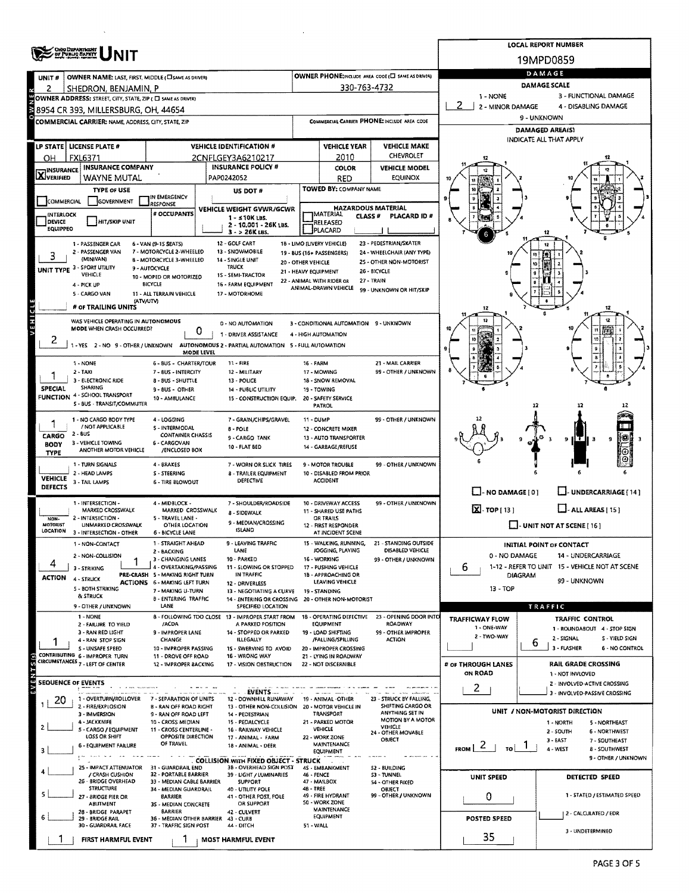# UNIT

**LOCAL REPORT NUMBER:** 19MPD0859

| UNIT # | OWNER NAME: LAST, FIRST, MIDDLE ( ☐ SAME AS DRIVER) | OWNER PHONE: INCLUDE AREA CODE ( ☐ SAME AS DRIVER) |
|---|---|---|
| 2 | SHEDRON, BENJAMIN, P | 330-763-4732 |

**OWNER ADDRESS:** STREET, CITY, STATE, ZIP ( ☐ SAME AS DRIVER)
8954 CR 393, MILLERSBURG, OH, 44654

**COMMERCIAL CARRIER:** NAME, ADDRESS, CITY, STATE, ZIP

**COMMERCIAL CARRIER PHONE:** INCLUDE AREA CODE

| LP STATE | LICENSE PLATE # | VEHICLE IDENTIFICATION # | VEHICLE YEAR | VEHICLE MAKE |
|---|---|---|---|---|
| OH | FXL6371 | 2CNFLGEY3A6210217 | 2010 | CHEVROLET |

| INSURANCE VERIFIED | INSURANCE COMPANY | INSURANCE POLICY # | COLOR | VEHICLE MODEL |
|---|---|---|---|---|
| X | WAYNE MUTAL | PAP0242052 | RED | EQUINOX |

**TYPE OF USE:** ☐ COMMERCIAL ☐ GOVERNMENT ☐ IN EMERGENCY RESPONSE

**US DOT #:**

**TOWED BY:** COMPANY NAME

☐ INTERLOCK DEVICE EQUIPPED ☐ HIT/SKIP UNIT

**# OCCUPANTS:**

**VEHICLE WEIGHT GVWR/GCWR:** 1 - ≤10K LBS. 2 - 10,001 - 26K LBS. 3 - > 26K LBS.

**HAZARDOUS MATERIAL:** ☐ MATERIAL RELEASED ☐ PLACARD CLASS # PLACARD ID #

**UNIT TYPE:** 3
1 - PASSENGER CAR, 2 - PASSENGER VAN (MINIVAN), 3 - SPORT UTILITY VEHICLE, 4 - PICK UP, 5 - CARGO VAN, 6 - VAN (9-15 SEATS), 7 - MOTORCYCLE 2-WHEELED, 8 - MOTORCYCLE 3-WHEELED, 9 - AUTOCYCLE, 10 - MOPED OR MOTORIZED BICYCLE, 11 - ALL TERRAIN VEHICLE (ATV/UTV), 12 - GOLF CART, 13 - SNOWMOBILE, 14 - SINGLE UNIT TRUCK, 15 - SEMI-TRACTOR, 16 - FARM EQUIPMENT, 17 - MOTORHOME, 18 - LIMO (LIVERY VEHICLE), 19 - BUS (16+ PASSENGERS), 20 - OTHER VEHICLE, 21 - HEAVY EQUIPMENT, 22 - ANIMAL WITH RIDER OR ANIMAL-DRAWN VEHICLE, 23 - PEDESTRIAN/SKATER, 24 - WHEELCHAIR (ANY TYPE), 25 - OTHER NON-MOTORIST, 26 - BICYCLE, 27 - TRAIN, 99 - UNKNOWN OR HIT/SKIP

**# OF TRAILING UNITS:**

**WAS VEHICLE OPERATING IN AUTONOMOUS MODE WHEN CRASH OCCURRED?** 2
1 - YES 2 - NO 9 - OTHER / UNKNOWN

**AUTONOMOUS MODE LEVEL:** 0
0 - NO AUTOMATION, 1 - DRIVER ASSISTANCE, 2 - PARTIAL AUTOMATION, 3 - CONDITIONAL AUTOMATION, 4 - HIGH AUTOMATION, 5 - FULL AUTOMATION, 9 - UNKNOWN

**SPECIAL FUNCTION:** 1
1 - NONE, 2 - TAXI, 3 - ELECTRONIC RIDE SHARING, 4 - SCHOOL TRANSPORT, 5 - BUS - TRANSIT/COMMUTER, 6 - BUS - CHARTER/TOUR, 7 - BUS - INTERCITY, 8 - BUS - SHUTTLE, 9 - BUS - OTHER, 10 - AMBULANCE, 11 - FIRE, 12 - MILITARY, 13 - POLICE, 14 - PUBLIC UTILITY, 15 - CONSTRUCTION EQUIP., 16 - FARM, 17 - MOWING, 18 - SNOW REMOVAL, 19 - TOWING, 20 - SAFETY SERVICE PATROL, 21 - MAIL CARRIER, 99 - OTHER / UNKNOWN

**CARGO BODY TYPE:** 1
1 - NO CARGO BODY TYPE / NOT APPLICABLE, 2 - BUS, 3 - VEHICLE TOWING ANOTHER MOTOR VEHICLE, 4 - LOGGING, 5 - INTERMODAL CONTAINER CHASSIS, 6 - CARGOVAN /ENCLOSED BOX, 7 - GRAIN/CHIPS/GRAVEL, 8 - POLE, 9 - CARGO TANK, 10 - FLAT BED, 11 - DUMP, 12 - CONCRETE MIXER, 13 - AUTO TRANSPORTER, 14 - GARBAGE/REFUSE, 99 - OTHER / UNKNOWN

**VEHICLE DEFECTS:**
1 - TURN SIGNALS, 2 - HEAD LAMPS, 3 - TAIL LAMPS, 4 - BRAKES, 5 - STEERING, 6 - TIRE BLOWOUT, 7 - WORN OR SLICK TIRES, 8 - TRAILER EQUIPMENT DEFECTIVE, 9 - MOTOR TROUBLE, 10 - DISABLED FROM PRIOR ACCIDENT, 99 - OTHER / UNKNOWN

**NON-MOTORIST LOCATION:**
1 - INTERSECTION - MARKED CROSSWALK, 2 - INTERSECTION - UNMARKED CROSSWALK, 3 - INTERSECTION - OTHER, 4 - MIDBLOCK - MARKED CROSSWALK, 5 - TRAVEL LANE - OTHER LOCATION, 6 - BICYCLE LANE, 7 - SHOULDER/ROADSIDE, 8 - SIDEWALK, 9 - MEDIAN/CROSSING ISLAND, 10 - DRIVEWAY ACCESS, 11 - SHARED USE PATHS OR TRAILS, 12 - FIRST RESPONDER AT INCIDENT SCENE, 99 - OTHER / UNKNOWN

**ACTION:** 4
1 - NON-CONTACT, 2 - NON-COLLISION, 3 - STRIKING, 4 - STRUCK, 5 - BOTH STRIKING & STRUCK, 9 - OTHER / UNKNOWN

**PRE-CRASH ACTIONS:** 1
1 - STRAIGHT AHEAD, 2 - BACKING, 3 - CHANGING LANES, 4 - OVERTAKING/PASSING, 5 - MAKING RIGHT TURN, 6 - MAKING LEFT TURN, 7 - MAKING U-TURN, 8 - ENTERING TRAFFIC LANE, 9 - LEAVING TRAFFIC LANE, 10 - PARKED, 11 - SLOWING OR STOPPED IN TRAFFIC, 12 - DRIVERLESS, 13 - NEGOTIATING A CURVE, 14 - ENTERING OR CROSSING SPECIFIED LOCATION, 15 - WALKING, RUNNING, JOGGING, PLAYING, 16 - WORKING, 17 - PUSHING VEHICLE, 18 - APPROACHING OR LEAVING VEHICLE, 19 - STANDING, 20 - OTHER NON-MOTORIST, 21 - STANDING OUTSIDE DISABLED VEHICLE, 99 - OTHER / UNKNOWN

**CONTRIBUTING CIRCUMSTANCES:** 1
1 - NONE, 2 - FAILURE TO YIELD, 3 - RAN RED LIGHT, 4 - RAN STOP SIGN, 5 - UNSAFE SPEED, 6 - IMPROPER TURN, 7 - LEFT OF CENTER, 8 - FOLLOWING TOO CLOSE /ACDA, 9 - IMPROPER LANE CHANGE, 10 - IMPROPER PASSING, 11 - DROVE OFF ROAD, 12 - IMPROPER BACKING, 13 - IMPROPER START FROM A PARKED POSITION, 14 - STOPPED OR PARKED ILLEGALLY, 15 - SWERVING TO AVOID, 16 - WRONG WAY, 17 - VISION OBSTRUCTION, 18 - OPERATING DEFECTIVE EQUIPMENT, 19 - LOAD SHIFTING /FALLING/SPILLING, 20 - IMPROPER CROSSING, 21 - LYING IN ROADWAY, 22 - NOT DISCERNIBLE, 23 - OPENING DOOR INTO ROADWAY, 99 - OTHER IMPROPER ACTION

**SEQUENCE OF EVENTS:**
1: 20
2:
3:
4:
5:
6:

EVENTS: 1 - OVERTURN/ROLLOVER, 2 - FIRE/EXPLOSION, 3 - IMMERSION, 4 - JACKKNIFE, 5 - CARGO / EQUIPMENT LOSS OR SHIFT, 6 - EQUIPMENT FAILURE, 7 - SEPARATION OF UNITS, 8 - RAN OFF ROAD RIGHT, 9 - RAN OFF ROAD LEFT, 10 - CROSS MEDIAN, 11 - CROSS CENTERLINE - OPPOSITE DIRECTION OF TRAVEL, 12 - DOWNHILL RUNAWAY, 13 - OTHER NON-COLLISION, 14 - PEDESTRIAN, 15 - PEDALCYCLE, 16 - RAILWAY VEHICLE, 17 - ANIMAL - FARM, 18 - ANIMAL - DEER, 19 - ANIMAL - OTHER, 20 - MOTOR VEHICLE IN TRANSPORT, 21 - PARKED MOTOR VEHICLE, 22 - WORK ZONE MAINTENANCE EQUIPMENT, 23 - STRUCK BY FALLING, SHIFTING CARGO OR ANYTHING SET IN MOTION BY A MOTOR VEHICLE, 24 - OTHER MOVABLE OBJECT

COLLISION WITH FIXED OBJECT - STRUCK: 25 - IMPACT ATTENUATOR / CRASH CUSHION, 26 - BRIDGE OVERHEAD STRUCTURE, 27 - BRIDGE PIER OR ABUTMENT, 28 - BRIDGE PARAPET, 29 - BRIDGE RAIL, 30 - GUARDRAIL FACE, 31 - GUARDRAIL END, 32 - PORTABLE BARRIER, 33 - MEDIAN CABLE BARRIER, 34 - MEDIAN GUARDRAIL BARRIER, 35 - MEDIAN CONCRETE BARRIER, 36 - MEDIAN OTHER BARRIER, 37 - TRAFFIC SIGN POST, 38 - OVERHEAD SIGN POST, 39 - LIGHT / LUMINARIES SUPPORT, 40 - UTILITY POLE, 41 - OTHER POST, POLE OR SUPPORT, 42 - CULVERT, 43 - CURB, 44 - DITCH, 45 - EMBANKMENT, 46 - FENCE, 47 - MAILBOX, 48 - TREE, 49 - FIRE HYDRANT, 50 - WORK ZONE MAINTENANCE EQUIPMENT, 51 - WALL, 52 - BUILDING, 53 - TUNNEL, 54 - OTHER FIXED OBJECT, 99 - OTHER / UNKNOWN

**FIRST HARMFUL EVENT:** 1
**MOST HARMFUL EVENT:** 1

## DAMAGE

**DAMAGE SCALE:** 2
1 - NONE, 2 - MINOR DAMAGE, 3 - FUNCTIONAL DAMAGE, 4 - DISABLING DAMAGE, 9 - UNKNOWN

**DAMAGED AREA(S):** INDICATE ALL THAT APPLY — 6

☐ - NO DAMAGE [ 0 ] ☐ - UNDERCARRIAGE [ 14 ]
☒ - TOP [ 13 ] ☐ - ALL AREAS [ 15 ]
☐ - UNIT NOT AT SCENE [ 16 ]

**INITIAL POINT OF CONTACT:** 6
0 - NO DAMAGE, 1-12 - REFER TO UNIT DIAGRAM, 13 - TOP, 14 - UNDERCARRIAGE, 15 - VEHICLE NOT AT SCENE, 99 - UNKNOWN

## TRAFFIC

**TRAFFICWAY FLOW:** 1 - ONE-WAY, 2 - TWO-WAY

**TRAFFIC CONTROL:** 6
1 - ROUNDABOUT, 2 - SIGNAL, 3 - FLASHER, 4 - STOP SIGN, 5 - YIELD SIGN, 6 - NO CONTROL

**# OF THROUGH LANES ON ROAD:** 2

**RAIL GRADE CROSSING:** 1 - NOT INVOLVED, 2 - INVOLVED-ACTIVE CROSSING, 3 - INVOLVED-PASSIVE CROSSING

**UNIT / NON-MOTORIST DIRECTION:** FROM 2 TO 1
1 - NORTH, 2 - SOUTH, 3 - EAST, 4 - WEST, 5 - NORTHEAST, 6 - NORTHWEST, 7 - SOUTHEAST, 8 - SOUTHWEST, 9 - OTHER / UNKNOWN

**UNIT SPEED:** 0

**POSTED SPEED:** 35

**DETECTED SPEED:** 1 - STATED / ESTIMATED SPEED, 2 - CALCULATED / EDR, 3 - UNDETERMINED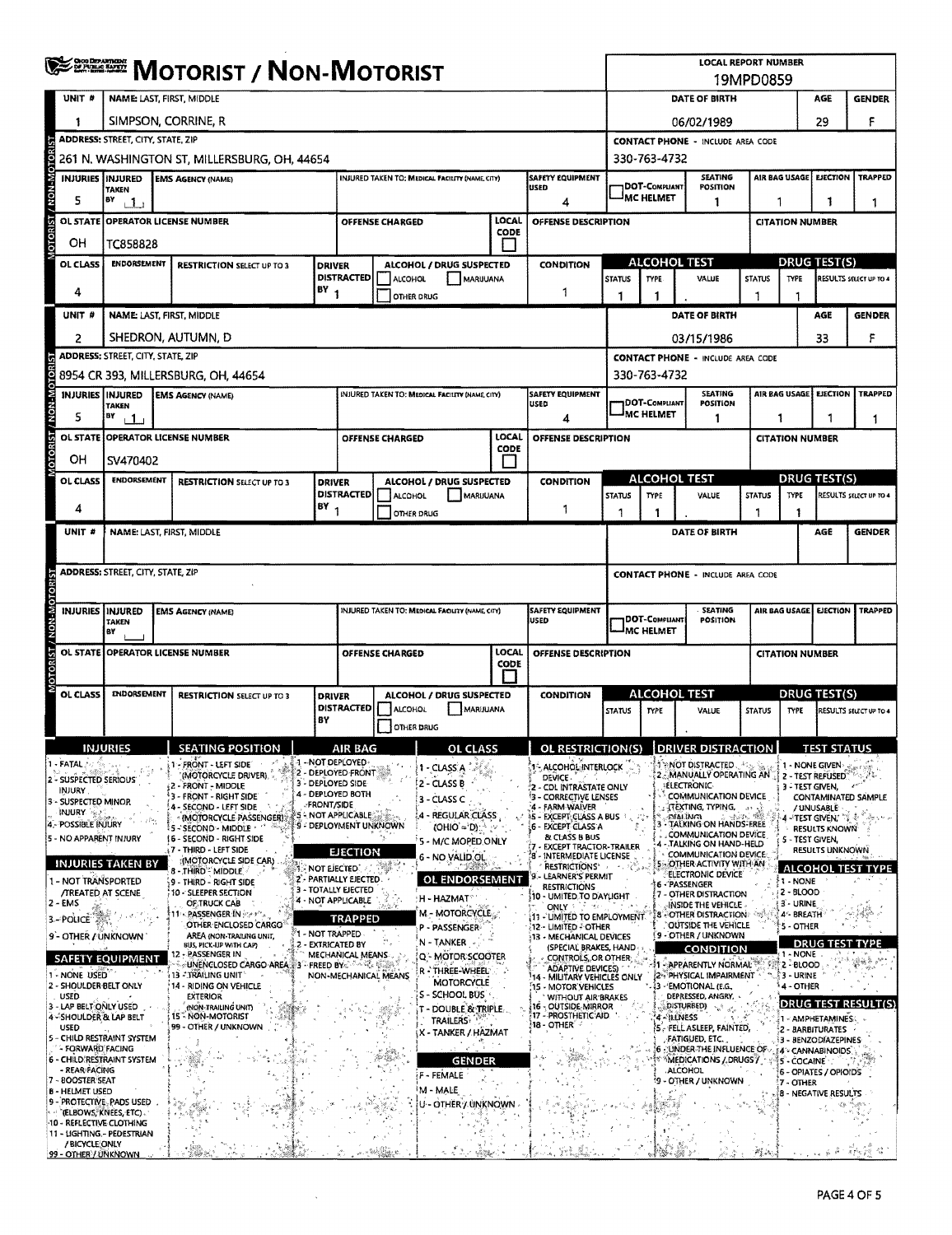# MOTORIST / NON-MOTORIST

**LOCAL REPORT NUMBER:** 19MPD0859

## Unit 1

| UNIT # | NAME: LAST, FIRST, MIDDLE | DATE OF BIRTH | AGE | GENDER |
|---|---|---|---|---|
| 1 | SIMPSON, CORRINE, R | 06/02/1989 | 29 | F |

| ADDRESS: STREET, CITY, STATE, ZIP | CONTACT PHONE - INCLUDE AREA CODE |
|---|---|
| 261 N. WASHINGTON ST, MILLERSBURG, OH, 44654 | 330-763-4732 |

| INJURIES | INJURED TAKEN BY | EMS AGENCY (NAME) | INJURED TAKEN TO: MEDICAL FACILITY (NAME, CITY) | SAFETY EQUIPMENT USED | DOT-COMPLIANT MC HELMET | SEATING POSITION | AIR BAG USAGE | EJECTION | TRAPPED |
|---|---|---|---|---|---|---|---|---|---|
| 5 | 1 | | | 4 | | 1 | 1 | 1 | 1 |

| OL STATE | OPERATOR LICENSE NUMBER | OFFENSE CHARGED | LOCAL CODE | OFFENSE DESCRIPTION | CITATION NUMBER |
|---|---|---|---|---|---|
| OH | TC858828 | | | | |

| OL CLASS | ENDORSEMENT | RESTRICTION SELECT UP TO 3 | DRIVER DISTRACTED BY | ALCOHOL / DRUG SUSPECTED | CONDITION | ALCOHOL TEST STATUS | ALCOHOL TEST TYPE | ALCOHOL TEST VALUE | DRUG TEST STATUS | DRUG TEST TYPE | DRUG TEST RESULTS SELECT UP TO 4 |
|---|---|---|---|---|---|---|---|---|---|---|---|
| 4 | | | 1 | | 1 | 1 | 1 | . | 1 | 1 | |

## Unit 2

| UNIT # | NAME: LAST, FIRST, MIDDLE | DATE OF BIRTH | AGE | GENDER |
|---|---|---|---|---|
| 2 | SHEDRON, AUTUMN, D | 03/15/1986 | 33 | F |

| ADDRESS: STREET, CITY, STATE, ZIP | CONTACT PHONE - INCLUDE AREA CODE |
|---|---|
| 8954 CR 393, MILLERSBURG, OH, 44654 | 330-763-4732 |

| INJURIES | INJURED TAKEN BY | EMS AGENCY (NAME) | INJURED TAKEN TO: MEDICAL FACILITY (NAME, CITY) | SAFETY EQUIPMENT USED | DOT-COMPLIANT MC HELMET | SEATING POSITION | AIR BAG USAGE | EJECTION | TRAPPED |
|---|---|---|---|---|---|---|---|---|---|
| 5 | 1 | | | 4 | | 1 | 1 | 1 | 1 |

| OL STATE | OPERATOR LICENSE NUMBER | OFFENSE CHARGED | LOCAL CODE | OFFENSE DESCRIPTION | CITATION NUMBER |
|---|---|---|---|---|---|
| OH | SV470402 | | | | |

| OL CLASS | ENDORSEMENT | RESTRICTION SELECT UP TO 3 | DRIVER DISTRACTED BY | ALCOHOL / DRUG SUSPECTED | CONDITION | ALCOHOL TEST STATUS | ALCOHOL TEST TYPE | ALCOHOL TEST VALUE | DRUG TEST STATUS | DRUG TEST TYPE | DRUG TEST RESULTS SELECT UP TO 4 |
|---|---|---|---|---|---|---|---|---|---|---|---|
| 4 | | | 1 | | 1 | 1 | 1 | . | 1 | 1 | |

## Unit (blank)

| UNIT # | NAME: LAST, FIRST, MIDDLE | DATE OF BIRTH | AGE | GENDER |
|---|---|---|---|---|
| | | | | |

| ADDRESS: STREET, CITY, STATE, ZIP | CONTACT PHONE - INCLUDE AREA CODE |
|---|---|
| | |

| INJURIES | INJURED TAKEN BY | EMS AGENCY (NAME) | INJURED TAKEN TO: MEDICAL FACILITY (NAME, CITY) | SAFETY EQUIPMENT USED | DOT-COMPLIANT MC HELMET | SEATING POSITION | AIR BAG USAGE | EJECTION | TRAPPED |
|---|---|---|---|---|---|---|---|---|---|
| | | | | | | | | | |

| OL STATE | OPERATOR LICENSE NUMBER | OFFENSE CHARGED | LOCAL CODE | OFFENSE DESCRIPTION | CITATION NUMBER |
|---|---|---|---|---|---|
| | | | | | |

| OL CLASS | ENDORSEMENT | RESTRICTION SELECT UP TO 3 | DRIVER DISTRACTED BY | ALCOHOL / DRUG SUSPECTED | CONDITION | ALCOHOL TEST STATUS | ALCOHOL TEST TYPE | ALCOHOL TEST VALUE | DRUG TEST STATUS | DRUG TEST TYPE | DRUG TEST RESULTS SELECT UP TO 4 |
|---|---|---|---|---|---|---|---|---|---|---|---|
| | | | | | | | | . | | | |

## Codes

**INJURIES**
1 - FATAL
2 - SUSPECTED SERIOUS INJURY
3 - SUSPECTED MINOR INJURY
4 - POSSIBLE INJURY
5 - NO APPARENT INJURY

**INJURIES TAKEN BY**
1 - NOT TRANSPORTED /TREATED AT SCENE
2 - EMS
3 - POLICE
9 - OTHER / UNKNOWN

**SAFETY EQUIPMENT**
1 - NONE USED
2 - SHOULDER BELT ONLY USED
3 - LAP BELT ONLY USED
4 - SHOULDER & LAP BELT USED
5 - CHILD RESTRAINT SYSTEM - FORWARD FACING
6 - CHILD RESTRAINT SYSTEM - REAR FACING
7 - BOOSTER SEAT
8 - HELMET USED
9 - PROTECTIVE PADS USED (ELBOWS, KNEES, ETC)
10 - REFLECTIVE CLOTHING
11 - LIGHTING - PEDESTRIAN / BICYCLE ONLY
99 - OTHER / UNKNOWN

**SEATING POSITION**
1 - FRONT - LEFT SIDE (MOTORCYCLE DRIVER)
2 - FRONT - MIDDLE
3 - FRONT - RIGHT SIDE
4 - SECOND - LEFT SIDE (MOTORCYCLE PASSENGER)
5 - SECOND - MIDDLE
6 - SECOND - RIGHT SIDE
7 - THIRD - LEFT SIDE (MOTORCYCLE SIDE CAR)
8 - THIRD - MIDDLE
9 - THIRD - RIGHT SIDE
10 - SLEEPER SECTION OF TRUCK CAB
11 - PASSENGER IN OTHER ENCLOSED CARGO AREA (NON-TRAILING UNIT, BUS, PICK-UP WITH CAP)
12 - PASSENGER IN UNENCLOSED CARGO AREA
13 - TRAILING UNIT
14 - RIDING ON VEHICLE EXTERIOR (NON-TRAILING UNIT)
15 - NON-MOTORIST
99 - OTHER / UNKNOWN

**AIR BAG**
1 - NOT DEPLOYED
2 - DEPLOYED FRONT
3 - DEPLOYED SIDE
4 - DEPLOYED BOTH FRONT/SIDE
5 - NOT APPLICABLE
9 - DEPLOYMENT UNKNOWN

**EJECTION**
1 - NOT EJECTED
2 - PARTIALLY EJECTED
3 - TOTALLY EJECTED
4 - NOT APPLICABLE

**TRAPPED**
1 - NOT TRAPPED
2 - EXTRICATED BY MECHANICAL MEANS
3 - FREED BY NON-MECHANICAL MEANS

**OL CLASS**
1 - CLASS A
2 - CLASS B
3 - CLASS C
4 - REGULAR CLASS (OHIO = D)
5 - M/C MOPED ONLY
6 - NO VALID OL

**OL ENDORSEMENT**
H - HAZMAT
M - MOTORCYCLE
P - PASSENGER
N - TANKER
Q - MOTOR SCOOTER
R - THREE-WHEEL MOTORCYCLE
S - SCHOOL BUS
T - DOUBLE & TRIPLE TRAILERS
X - TANKER / HAZMAT

**GENDER**
F - FEMALE
M - MALE
U - OTHER / UNKNOWN

**OL RESTRICTION(S)**
1 - ALCOHOL INTERLOCK DEVICE
2 - CDL INTRASTATE ONLY
3 - CORRECTIVE LENSES
4 - FARM WAIVER
5 - EXCEPT CLASS A BUS
6 - EXCEPT CLASS A & CLASS B BUS
7 - EXCEPT TRACTOR-TRAILER
8 - INTERMEDIATE LICENSE RESTRICTIONS
9 - LEARNER'S PERMIT RESTRICTIONS
10 - LIMITED TO DAYLIGHT ONLY
11 - LIMITED TO EMPLOYMENT
12 - LIMITED - OTHER
13 - MECHANICAL DEVICES (SPECIAL BRAKES, HAND CONTROLS, OR OTHER ADAPTIVE DEVICES)
14 - MILITARY VEHICLES ONLY
15 - MOTOR VEHICLES WITHOUT AIR BRAKES
16 - OUTSIDE MIRROR
17 - PROSTHETIC AID
18 - OTHER

**DRIVER DISTRACTION**
1 - NOT DISTRACTED
2 - MANUALLY OPERATING AN ELECTRONIC COMMUNICATION DEVICE (TEXTING, TYPING, DIALING)
3 - TALKING ON HANDS-FREE COMMUNICATION DEVICE
4 - TALKING ON HAND-HELD COMMUNICATION DEVICE
5 - OTHER ACTIVITY WITH AN ELECTRONIC DEVICE
6 - PASSENGER
7 - OTHER DISTRACTION INSIDE THE VEHICLE
8 - OTHER DISTRACTION OUTSIDE THE VEHICLE
9 - OTHER / UNKNOWN

**CONDITION**
1 - APPARENTLY NORMAL
2 - PHYSICAL IMPAIRMENT
3 - EMOTIONAL (E.G., DEPRESSED, ANGRY, DISTURBED)
4 - ILLNESS
5 - FELL ASLEEP, FAINTED, FATIGUED, ETC.
6 - UNDER THE INFLUENCE OF MEDICATIONS / DRUGS / ALCOHOL
9 - OTHER / UNKNOWN

**TEST STATUS**
1 - NONE GIVEN
2 - TEST REFUSED
3 - TEST GIVEN, CONTAMINATED SAMPLE / UNUSABLE
4 - TEST GIVEN, RESULTS KNOWN
5 - TEST GIVEN, RESULTS UNKNOWN

**ALCOHOL TEST TYPE**
1 - NONE
2 - BLOOD
3 - URINE
4 - BREATH
5 - OTHER

**DRUG TEST TYPE**
1 - NONE
2 - BLOOD
3 - URINE
4 - OTHER

**DRUG TEST RESULT(S)**
1 - AMPHETAMINES
2 - BARBITURATES
3 - BENZODIAZEPINES
4 - CANNABINOIDS
5 - COCAINE
6 - OPIATES / OPIOIDS
7 - OTHER
8 - NEGATIVE RESULTS